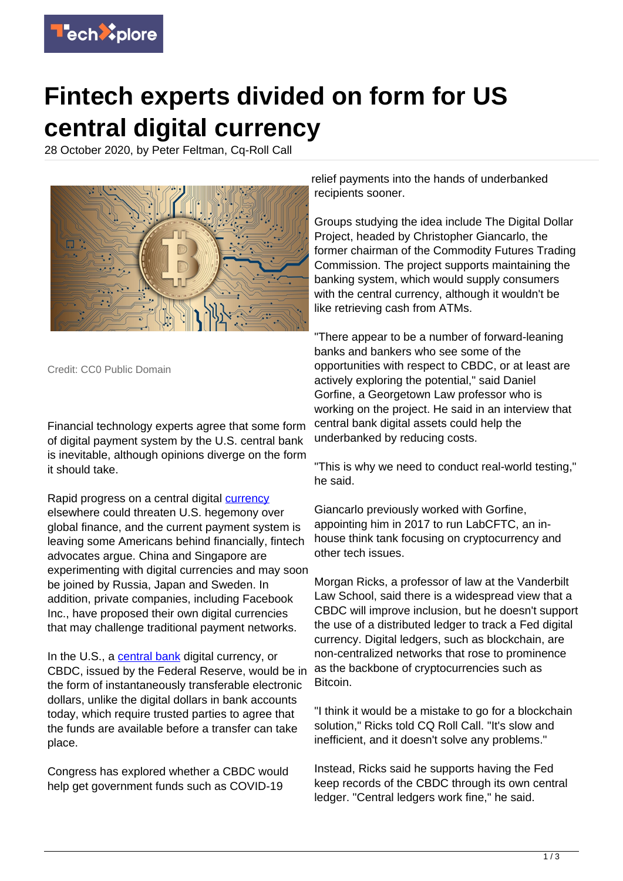# Fintech experts divided on form for US central digital currency

28 October 2020, by Peter Feltman, Cq-Roll Call

Credit: CC0 Public Domain

Financial technology experts agree that some form of digital payment system by the U.S. central bank is inevitable, although opinions diverge on the form it should take.

Rapid progress on a central digital currency elsewhere could threaten U.S. hegemony over global finance, and the current payment system is leaving some Americans behind financially, fintech advocates argue. China and Singapore are experimenting with digital currencies and may soon be joined by Russia, Japan and Sweden. In addition, private companies, including Facebook Inc., have proposed their own digital currencies that may challenge traditional payment networks.

In the U.S., a central bank digital currency, or CBDC, issued by the Federal Reserve, would be in the form of instantaneously transferable electronic dollars, unlike the digital dollars in bank accounts today, which require trusted parties to agree that the funds are available before a transfer can take place.

Congress has explored whether a CBDC would help get government funds such as COVID-19 relief payments into the hands of underbanked recipients sooner.

Groups studying the idea include The Digital Dollar Project, headed by Christopher Giancarlo, the former chairman of the Commodity Futures Trading Commission. The project supports maintaining the banking system, which would supply consumers with the central currency, although it wouldn't be like retrieving cash from ATMs.

"There appear to be a number of forward-leaning banks and bankers who see some of the opportunities with respect to CBDC, or at least are actively exploring the potential," said Daniel Gorfine, a Georgetown Law professor who is working on the project. He said in an interview that central bank digital assets could help the underbanked by reducing costs.

"This is why we need to conduct real-world testing," he said.

Giancarlo previously worked with Gorfine, appointing him in 2017 to run LabCFTC, an in-house think tank focusing on cryptocurrency and other tech issues.

Morgan Ricks, a professor of law at the Vanderbilt Law School, said there is a widespread view that a CBDC will improve inclusion, but he doesn't support the use of a distributed ledger to track a Fed digital currency. Digital ledgers, such as blockchain, are non-centralized networks that rose to prominence as the backbone of cryptocurrencies such as Bitcoin.

"I think it would be a mistake to go for a blockchain solution," Ricks told CQ Roll Call. "It's slow and inefficient, and it doesn't solve any problems."

Instead, Ricks said he supports having the Fed keep records of the CBDC through its own central ledger. "Central ledgers work fine," he said.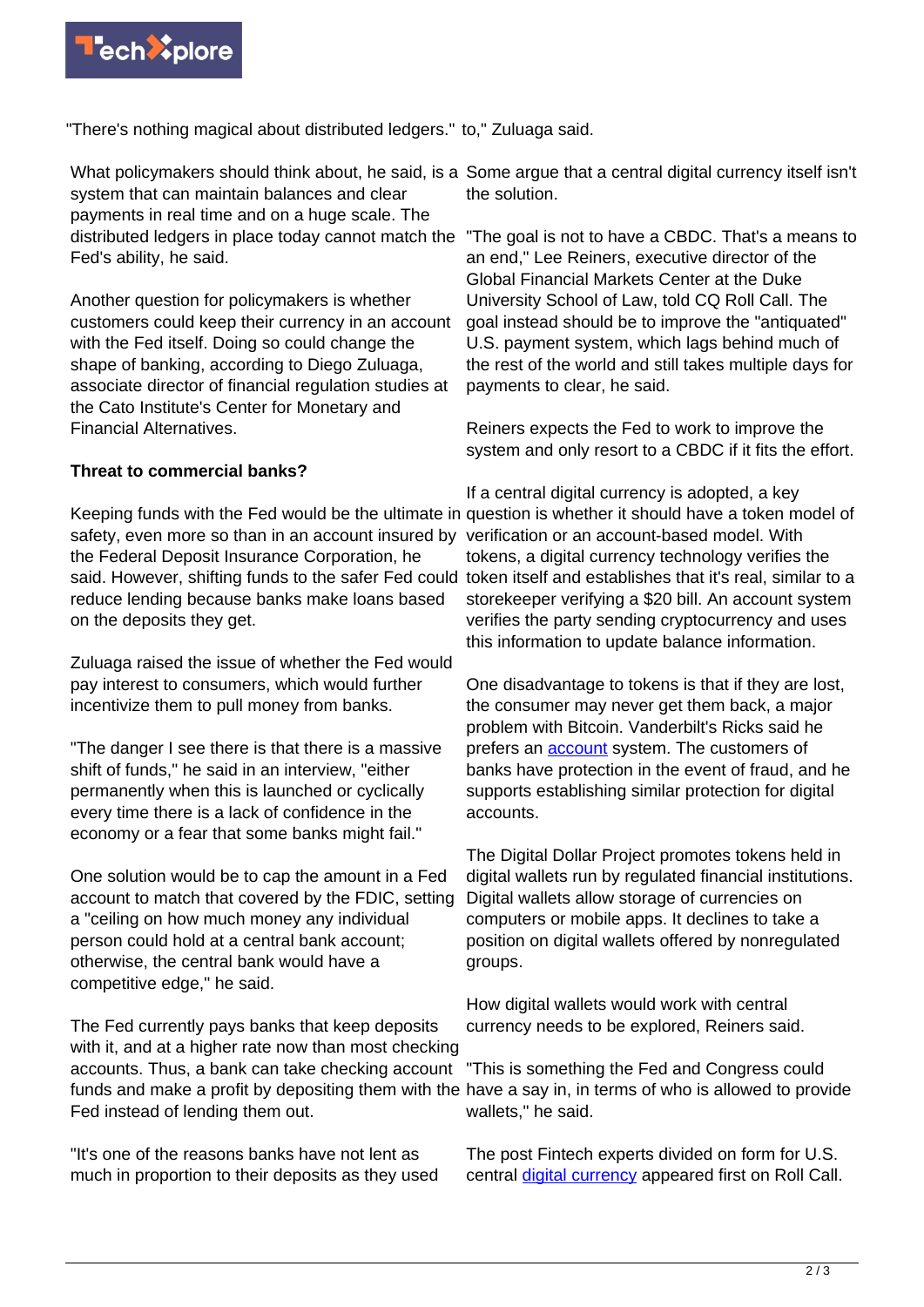"There's nothing magical about distributed ledgers."

What policymakers should think about, he said, is a system that can maintain balances and clear payments in real time and on a huge scale. The distributed ledgers in place today cannot match the Fed's ability, he said.

Another question for policymakers is whether customers could keep their currency in an account with the Fed itself. Doing so could change the shape of banking, according to Diego Zuluaga, associate director of financial regulation studies at the Cato Institute's Center for Monetary and Financial Alternatives.

**Threat to commercial banks?**

Keeping funds with the Fed would be the ultimate in safety, even more so than in an account insured by the Federal Deposit Insurance Corporation, he said. However, shifting funds to the safer Fed could reduce lending because banks make loans based on the deposits they get.

Zuluaga raised the issue of whether the Fed would pay interest to consumers, which would further incentivize them to pull money from banks.

"The danger I see there is that there is a massive shift of funds," he said in an interview, "either permanently when this is launched or cyclically every time there is a lack of confidence in the economy or a fear that some banks might fail."

One solution would be to cap the amount in a Fed account to match that covered by the FDIC, setting a "ceiling on how much money any individual person could hold at a central bank account; otherwise, the central bank would have a competitive edge," he said.

The Fed currently pays banks that keep deposits with it, and at a higher rate now than most checking accounts. Thus, a bank can take checking account funds and make a profit by depositing them with the Fed instead of lending them out.

"It's one of the reasons banks have not lent as much in proportion to their deposits as they used to," Zuluaga said.

Some argue that a central digital currency itself isn't the solution.

"The goal is not to have a CBDC. That's a means to an end," Lee Reiners, executive director of the Global Financial Markets Center at the Duke University School of Law, told CQ Roll Call. The goal instead should be to improve the "antiquated" U.S. payment system, which lags behind much of the rest of the world and still takes multiple days for payments to clear, he said.

Reiners expects the Fed to work to improve the system and only resort to a CBDC if it fits the effort.

If a central digital currency is adopted, a key question is whether it should have a token model of verification or an account-based model. With tokens, a digital currency technology verifies the token itself and establishes that it's real, similar to a storekeeper verifying a $20 bill. An account system verifies the party sending cryptocurrency and uses this information to update balance information.

One disadvantage to tokens is that if they are lost, the consumer may never get them back, a major problem with Bitcoin. Vanderbilt's Ricks said he prefers an account system. The customers of banks have protection in the event of fraud, and he supports establishing similar protection for digital accounts.

The Digital Dollar Project promotes tokens held in digital wallets run by regulated financial institutions. Digital wallets allow storage of currencies on computers or mobile apps. It declines to take a position on digital wallets offered by nonregulated groups.

How digital wallets would work with central currency needs to be explored, Reiners said.

"This is something the Fed and Congress could have a say in, in terms of who is allowed to provide wallets," he said.

The post Fintech experts divided on form for U.S. central digital currency appeared first on Roll Call.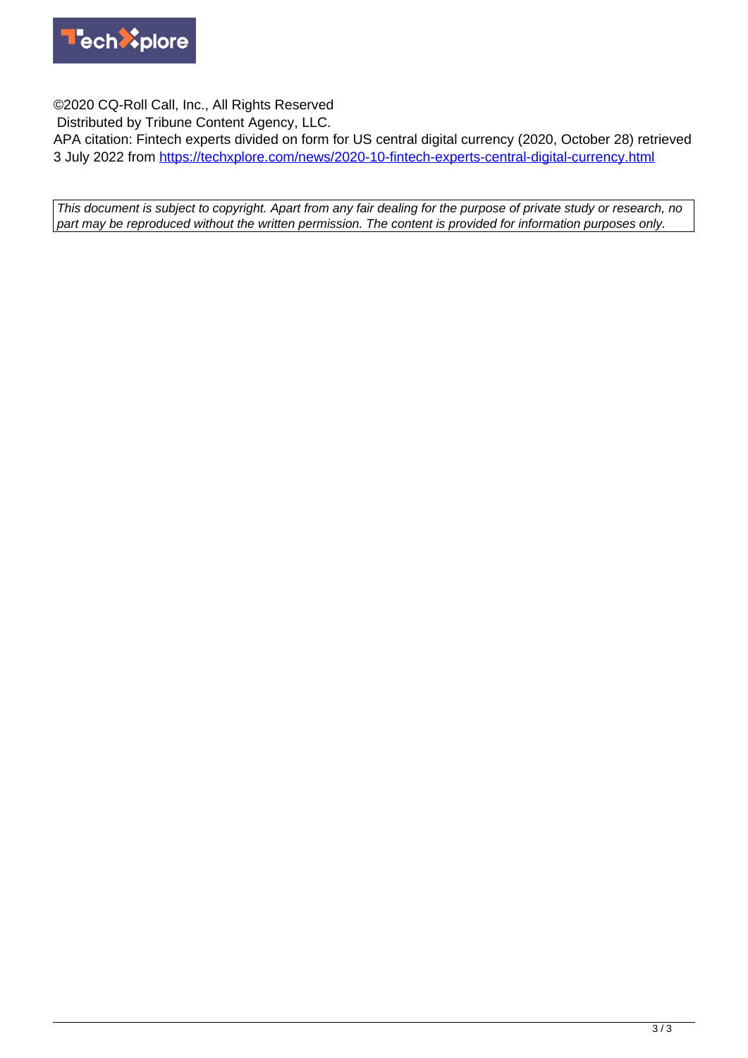©2020 CQ-Roll Call, Inc., All Rights Reserved
Distributed by Tribune Content Agency, LLC.

APA citation: Fintech experts divided on form for US central digital currency (2020, October 28) retrieved 3 July 2022 from https://techxplore.com/news/2020-10-fintech-experts-central-digital-currency.html

*This document is subject to copyright. Apart from any fair dealing for the purpose of private study or research, no part may be reproduced without the written permission. The content is provided for information purposes only.*